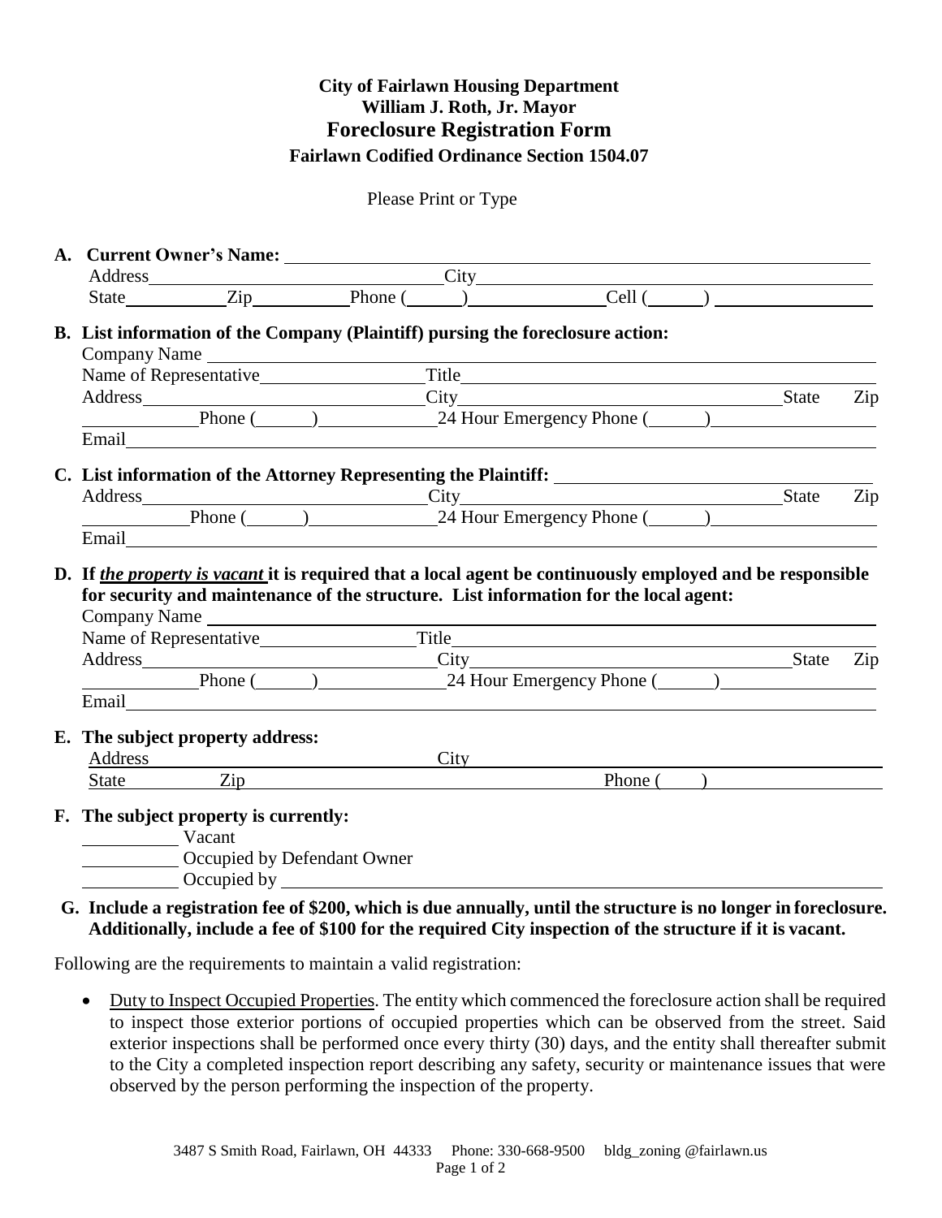**City of Fairlawn Housing Department**
**William J. Roth, Jr. Mayor**

# Foreclosure Registration Form

**Fairlawn Codified Ordinance Section 1504.07**

Please Print or Type

**A. Current Owner's Name:** \_\_\_\_\_\_\_\_\_\_\_\_\_\_\_\_\_\_\_\_\_\_\_\_\_\_\_\_\_\_\_\_\_\_\_\_\_\_\_\_\_\_

Address \_\_\_\_\_\_\_\_\_\_\_\_\_\_\_\_\_\_\_\_\_\_ City \_\_\_\_\_\_\_\_\_\_\_\_\_\_\_\_\_\_\_\_\_\_\_\_\_\_\_\_

State \_\_\_\_\_\_\_\_ Zip \_\_\_\_\_\_\_\_ Phone (\_\_\_\_) \_\_\_\_\_\_\_\_\_\_ Cell (\_\_\_\_) \_\_\_\_\_\_\_\_\_\_\_\_

**B. List information of the Company (Plaintiff) pursing the foreclosure action:**

Company Name \_\_\_\_\_\_\_\_\_\_\_\_\_\_\_\_\_\_\_\_\_\_\_\_\_\_\_\_\_\_\_\_\_\_\_\_\_\_\_\_\_\_\_\_\_\_\_\_

Name of Representative \_\_\_\_\_\_\_\_\_\_\_\_\_\_ Title \_\_\_\_\_\_\_\_\_\_\_\_\_\_\_\_\_\_\_\_\_\_\_\_\_\_\_\_\_\_

Address \_\_\_\_\_\_\_\_\_\_\_\_\_\_\_\_\_\_\_\_\_\_ City \_\_\_\_\_\_\_\_\_\_\_\_\_\_\_\_\_\_\_\_\_\_\_\_ State Zip

\_\_\_\_\_\_\_\_\_ Phone (\_\_\_\_) \_\_\_\_\_\_\_\_\_\_ 24 Hour Emergency Phone (\_\_\_\_) \_\_\_\_\_\_\_\_\_\_\_\_

Email \_\_\_\_\_\_\_\_\_\_\_\_\_\_\_\_\_\_\_\_\_\_\_\_\_\_\_\_\_\_\_\_\_\_\_\_\_\_\_\_\_\_\_\_\_\_\_\_\_\_\_\_\_\_\_\_

**C. List information of the Attorney Representing the Plaintiff:** \_\_\_\_\_\_\_\_\_\_\_\_\_\_\_\_\_\_\_\_\_\_\_\_

Address \_\_\_\_\_\_\_\_\_\_\_\_\_\_\_\_\_\_\_\_\_\_ City \_\_\_\_\_\_\_\_\_\_\_\_\_\_\_\_\_\_\_\_\_\_\_\_ State Zip

\_\_\_\_\_\_\_\_\_ Phone (\_\_\_\_) \_\_\_\_\_\_\_\_\_\_ 24 Hour Emergency Phone (\_\_\_\_) \_\_\_\_\_\_\_\_\_\_\_\_

Email \_\_\_\_\_\_\_\_\_\_\_\_\_\_\_\_\_\_\_\_\_\_\_\_\_\_\_\_\_\_\_\_\_\_\_\_\_\_\_\_\_\_\_\_\_\_\_\_\_\_\_\_\_\_\_\_

**D. If *the property is vacant* it is required that a local agent be continuously employed and be responsible for security and maintenance of the structure. List information for the local agent:**

Company Name \_\_\_\_\_\_\_\_\_\_\_\_\_\_\_\_\_\_\_\_\_\_\_\_\_\_\_\_\_\_\_\_\_\_\_\_\_\_\_\_\_\_\_\_\_\_\_\_

Name of Representative \_\_\_\_\_\_\_\_\_\_\_\_\_\_ Title \_\_\_\_\_\_\_\_\_\_\_\_\_\_\_\_\_\_\_\_\_\_\_\_\_\_\_\_\_\_

Address \_\_\_\_\_\_\_\_\_\_\_\_\_\_\_\_\_\_\_\_\_\_ City \_\_\_\_\_\_\_\_\_\_\_\_\_\_\_\_\_\_\_\_\_\_\_\_ State Zip

\_\_\_\_\_\_\_\_\_ Phone (\_\_\_\_) \_\_\_\_\_\_\_\_\_\_ 24 Hour Emergency Phone (\_\_\_\_) \_\_\_\_\_\_\_\_\_\_\_\_

Email \_\_\_\_\_\_\_\_\_\_\_\_\_\_\_\_\_\_\_\_\_\_\_\_\_\_\_\_\_\_\_\_\_\_\_\_\_\_\_\_\_\_\_\_\_\_\_\_\_\_\_\_\_\_\_\_

**E. The subject property address:**

Address \_\_\_\_\_\_\_\_\_\_\_\_\_\_\_\_\_\_\_\_\_\_ City \_\_\_\_\_\_\_\_\_\_\_\_\_\_\_\_\_\_\_\_\_\_\_\_\_\_\_\_

State \_\_\_\_\_\_ Zip \_\_\_\_\_\_\_\_\_\_\_\_\_\_\_\_\_\_\_\_\_\_ Phone (\_\_\_\_) \_\_\_\_\_\_\_\_\_\_\_\_

**F. The subject property is currently:**

\_\_\_\_\_\_\_\_ Vacant

\_\_\_\_\_\_\_\_ Occupied by Defendant Owner

\_\_\_\_\_\_\_\_ Occupied by \_\_\_\_\_\_\_\_\_\_\_\_\_\_\_\_\_\_\_\_\_\_\_\_\_\_\_\_\_\_\_\_\_\_\_\_\_\_\_\_

**G. Include a registration fee of $200, which is due annually, until the structure is no longer in foreclosure. Additionally, include a fee of $100 for the required City inspection of the structure if it is vacant.**

Following are the requirements to maintain a valid registration:

- Duty to Inspect Occupied Properties. The entity which commenced the foreclosure action shall be required to inspect those exterior portions of occupied properties which can be observed from the street. Said exterior inspections shall be performed once every thirty (30) days, and the entity shall thereafter submit to the City a completed inspection report describing any safety, security or maintenance issues that were observed by the person performing the inspection of the property.

3487 S Smith Road, Fairlawn, OH 44333 Phone: 330-668-9500 bldg_zoning @fairlawn.us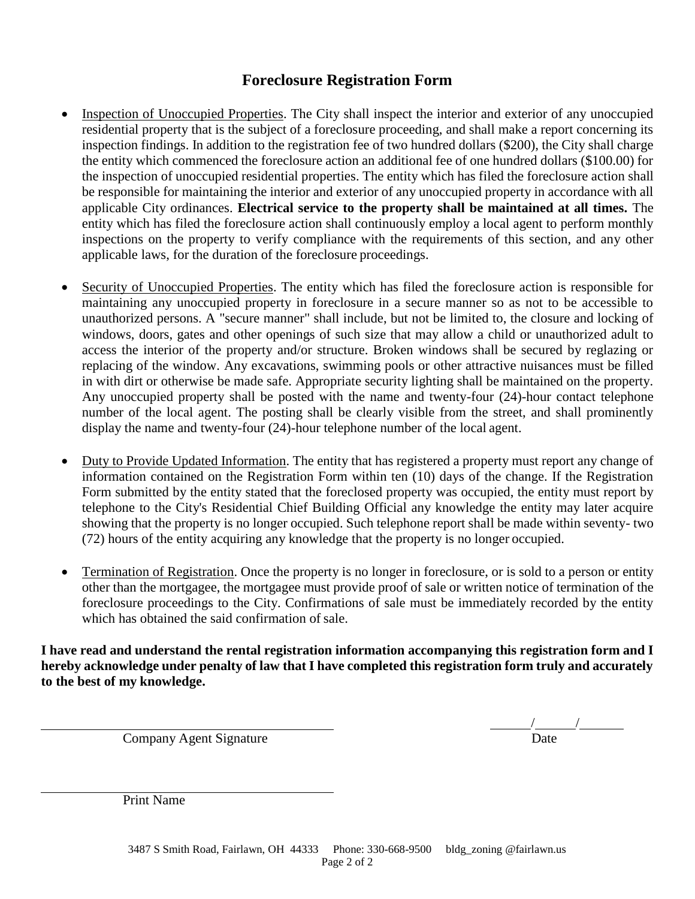## Foreclosure Registration Form

- Inspection of Unoccupied Properties. The City shall inspect the interior and exterior of any unoccupied residential property that is the subject of a foreclosure proceeding, and shall make a report concerning its inspection findings. In addition to the registration fee of two hundred dollars ($200), the City shall charge the entity which commenced the foreclosure action an additional fee of one hundred dollars ($100.00) for the inspection of unoccupied residential properties. The entity which has filed the foreclosure action shall be responsible for maintaining the interior and exterior of any unoccupied property in accordance with all applicable City ordinances. **Electrical service to the property shall be maintained at all times.** The entity which has filed the foreclosure action shall continuously employ a local agent to perform monthly inspections on the property to verify compliance with the requirements of this section, and any other applicable laws, for the duration of the foreclosure proceedings.

- Security of Unoccupied Properties. The entity which has filed the foreclosure action is responsible for maintaining any unoccupied property in foreclosure in a secure manner so as not to be accessible to unauthorized persons. A "secure manner" shall include, but not be limited to, the closure and locking of windows, doors, gates and other openings of such size that may allow a child or unauthorized adult to access the interior of the property and/or structure. Broken windows shall be secured by reglazing or replacing of the window. Any excavations, swimming pools or other attractive nuisances must be filled in with dirt or otherwise be made safe. Appropriate security lighting shall be maintained on the property. Any unoccupied property shall be posted with the name and twenty-four (24)-hour contact telephone number of the local agent. The posting shall be clearly visible from the street, and shall prominently display the name and twenty-four (24)-hour telephone number of the local agent.

- Duty to Provide Updated Information. The entity that has registered a property must report any change of information contained on the Registration Form within ten (10) days of the change. If the Registration Form submitted by the entity stated that the foreclosed property was occupied, the entity must report by telephone to the City's Residential Chief Building Official any knowledge the entity may later acquire showing that the property is no longer occupied. Such telephone report shall be made within seventy- two (72) hours of the entity acquiring any knowledge that the property is no longer occupied.

- Termination of Registration. Once the property is no longer in foreclosure, or is sold to a person or entity other than the mortgagee, the mortgagee must provide proof of sale or written notice of termination of the foreclosure proceedings to the City. Confirmations of sale must be immediately recorded by the entity which has obtained the said confirmation of sale.

**I have read and understand the rental registration information accompanying this registration form and I hereby acknowledge under penalty of law that I have completed this registration form truly and accurately to the best of my knowledge.**

______________________________ &nbsp;&nbsp;&nbsp;&nbsp; ______/______/______

Company Agent Signature &nbsp;&nbsp;&nbsp;&nbsp; Date

______________________________

Print Name

3487 S Smith Road, Fairlawn, OH 44333 Phone: 330-668-9500 bldg_zoning @fairlawn.us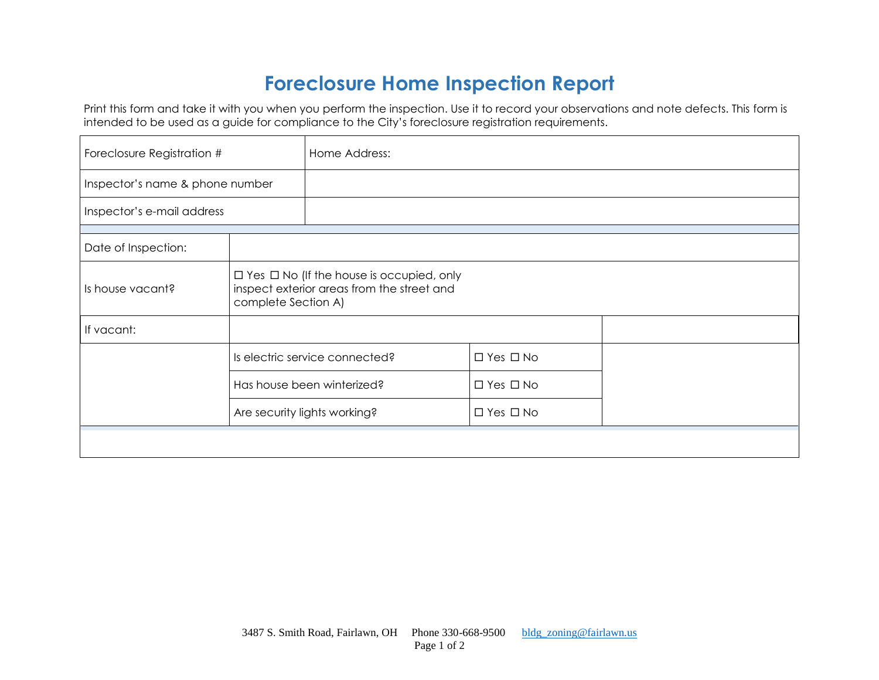# Foreclosure Home Inspection Report

Print this form and take it with you when you perform the inspection. Use it to record your observations and note defects. This form is intended to be used as a guide for compliance to the City's foreclosure registration requirements.

| Foreclosure Registration # | Home Address: |
|---|---|
| Inspector's name & phone number | |
| Inspector's e-mail address | |

| | | | |
|---|---|---|---|
| Date of Inspection: | | | |
| Is house vacant? | ☐ Yes ☐ No (If the house is occupied, only inspect exterior areas from the street and complete Section A) | | |
| If vacant: | | | |
| | Is electric service connected? | ☐ Yes ☐ No | |
| | Has house been winterized? | ☐ Yes ☐ No | |
| | Are security lights working? | ☐ Yes ☐ No | |

3487 S. Smith Road, Fairlawn, OH Phone 330-668-9500 bldg_zoning@fairlawn.us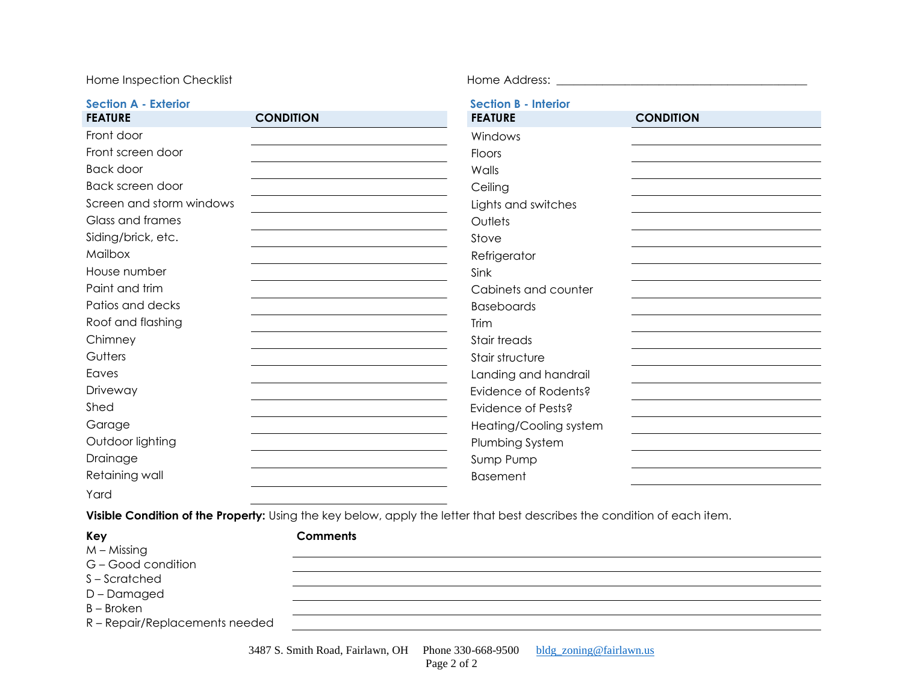Home Inspection Checklist

Home Address: ___________________________________________

### Section A - Exterior

| FEATURE | CONDITION |
|---|---|
| Front door | |
| Front screen door | |
| Back door | |
| Back screen door | |
| Screen and storm windows | |
| Glass and frames | |
| Siding/brick, etc. | |
| Mailbox | |
| House number | |
| Paint and trim | |
| Patios and decks | |
| Roof and flashing | |
| Chimney | |
| Gutters | |
| Eaves | |
| Driveway | |
| Shed | |
| Garage | |
| Outdoor lighting | |
| Drainage | |
| Retaining wall | |
| Yard | |

### Section B - Interior

| FEATURE | CONDITION |
|---|---|
| Windows | |
| Floors | |
| Walls | |
| Ceiling | |
| Lights and switches | |
| Outlets | |
| Stove | |
| Refrigerator | |
| Sink | |
| Cabinets and counter | |
| Baseboards | |
| Trim | |
| Stair treads | |
| Stair structure | |
| Landing and handrail | |
| Evidence of Rodents? | |
| Evidence of Pests? | |
| Heating/Cooling system | |
| Plumbing System | |
| Sump Pump | |
| Basement | |

**Visible Condition of the Property:** Using the key below, apply the letter that best describes the condition of each item.

**Key**

M – Missing
G – Good condition
S – Scratched
D – Damaged
B – Broken
R – Repair/Replacements needed

**Comments**

_______________________________________________

_______________________________________________

_______________________________________________

_______________________________________________

_______________________________________________

_______________________________________________

3487 S. Smith Road, Fairlawn, OH Phone 330-668-9500 bldg_zoning@fairlawn.us